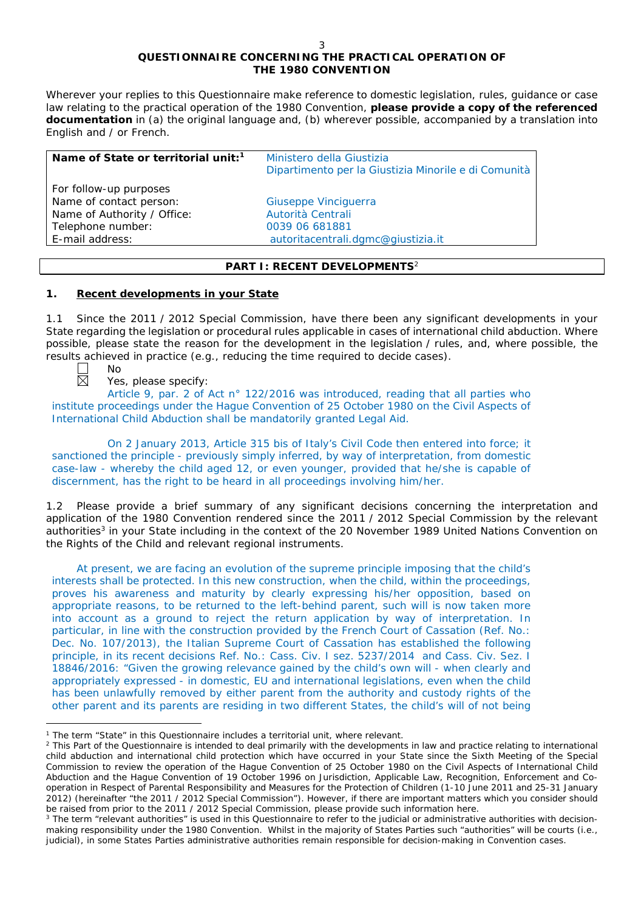**QUESTIONNAIRE CONCERNING THE PRACTICAL OPERATION OF THE 1980 CONVENTION**

Wherever your replies to this Questionnaire make reference to domestic legislation, rules, guidance or case law relating to the practical operation of the 1980 Convention, **please provide a copy of the referenced documentation** in (a) the original language and, (b) wherever possible, accompanied by a translation into English and / or French.

| **Name of State or territorial unit:**[1] | Ministero della Giustizia<br>Dipartimento per la Giustizia Minorile e di Comunità |
|---|---|
| For follow-up purposes | |
| Name of contact person: | Giuseppe Vinciguerra |
| Name of Authority / Office: | Autorità Centrali |
| Telephone number: | 0039 06 681881 |
| E-mail address: | autoritacentrali.dgmc@giustizia.it |

## PART I: RECENT DEVELOPMENTS[2]

### 1. Recent developments in your State

1.1 Since the 2011 / 2012 Special Commission, have there been any significant developments in your State regarding the legislation or procedural rules applicable in cases of international child abduction. Where possible, please state the reason for the development in the legislation / rules, and, where possible, the results achieved in practice (e.g., reducing the time required to decide cases).

☐ No

☒ Yes, please specify:

Article 9, par. 2 of Act n° 122/2016 was introduced, reading that all parties who institute proceedings under the Hague Convention of 25 October 1980 on the Civil Aspects of International Child Abduction shall be mandatorily granted Legal Aid.

On 2 January 2013, Article 315 bis of Italy's Civil Code then entered into force; it sanctioned the principle - previously simply inferred, by way of interpretation, from domestic case-law - whereby the child aged 12, or even younger, provided that he/she is capable of discernment, has the right to be heard in all proceedings involving him/her.

1.2 Please provide a brief summary of any significant decisions concerning the interpretation and application of the 1980 Convention rendered since the 2011 / 2012 Special Commission by the relevant authorities[3] in your State including in the context of the 20 November 1989 United Nations Convention on the Rights of the Child and relevant regional instruments.

At present, we are facing an evolution of the supreme principle imposing that the child's interests shall be protected. In this new construction, when the child, within the proceedings, proves his awareness and maturity by clearly expressing his/her opposition, based on appropriate reasons, to be returned to the left-behind parent, such will is now taken more into account as a ground to reject the return application by way of interpretation. In particular, in line with the construction provided by the French Court of Cassation (Ref. No.: Dec. No. 107/2013), the Italian Supreme Court of Cassation has established the following principle, in its recent decisions Ref. No.: Cass. Civ. I sez. 5237/2014 and Cass. Civ. Sez. I 18846/2016: "Given the growing relevance gained by the child's own will - when clearly and appropriately expressed - in domestic, EU and international legislations, even when the child has been unlawfully removed by either parent from the authority and custody rights of the other parent and its parents are residing in two different States, the child's will of not being

---

[1] The term "State" in this Questionnaire includes a territorial unit, where relevant.

[2] This Part of the Questionnaire is intended to deal primarily with the developments in law and practice relating to international child abduction and international child protection which have occurred in your State since the Sixth Meeting of the Special Commission to review the operation of the Hague Convention of 25 October 1980 on the Civil Aspects of International Child Abduction and the Hague Convention of 19 October 1996 on Jurisdiction, Applicable Law, Recognition, Enforcement and Co-operation in Respect of Parental Responsibility and Measures for the Protection of Children (1-10 June 2011 and 25-31 January 2012) (hereinafter "the 2011 / 2012 Special Commission"). However, if there are important matters which you consider should be raised from prior to the 2011 / 2012 Special Commission, please provide such information here.

[3] The term "relevant authorities" is used in this Questionnaire to refer to the judicial or administrative authorities with decision-making responsibility under the 1980 Convention. Whilst in the majority of States Parties such "authorities" will be courts (i.e., judicial), in some States Parties administrative authorities remain responsible for decision-making in Convention cases.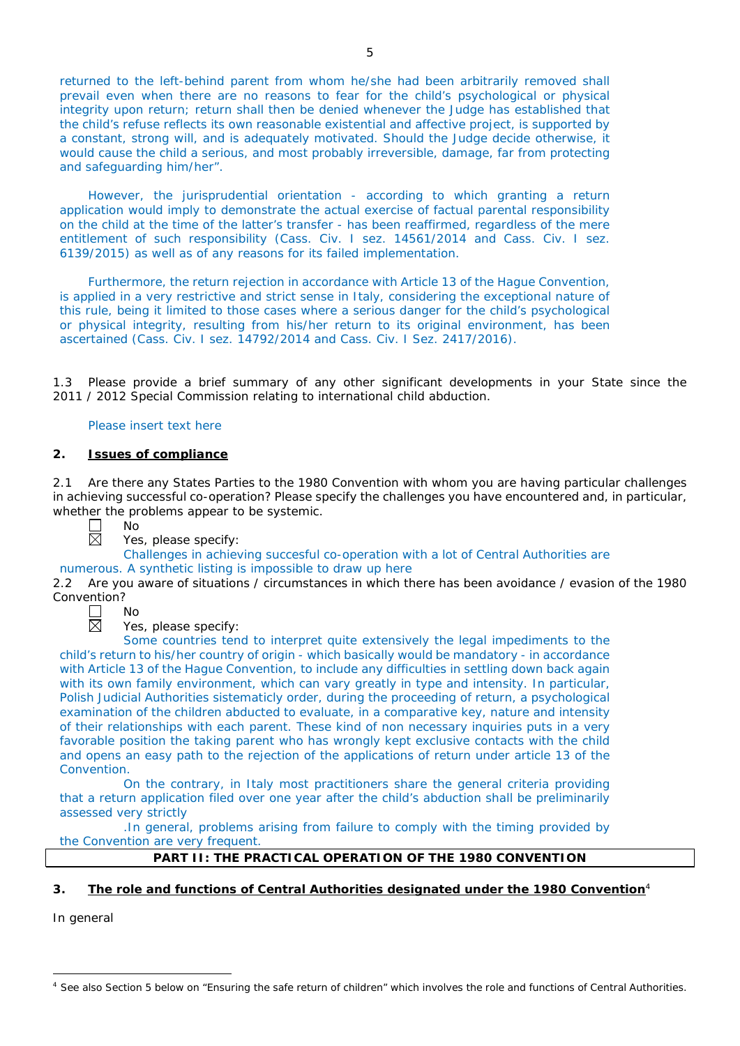returned to the left-behind parent from whom he/she had been arbitrarily removed shall prevail even when there are no reasons to fear for the child's psychological or physical integrity upon return; return shall then be denied whenever the Judge has established that the child's refuse reflects its own reasonable existential and affective project, is supported by a constant, strong will, and is adequately motivated. Should the Judge decide otherwise, it would cause the child a serious, and most probably irreversible, damage, far from protecting and safeguarding him/her".

However, the jurisprudential orientation - according to which granting a return application would imply to demonstrate the actual exercise of factual parental responsibility on the child at the time of the latter's transfer - has been reaffirmed, regardless of the mere entitlement of such responsibility (Cass. Civ. I sez. 14561/2014 and Cass. Civ. I sez. 6139/2015) as well as of any reasons for its failed implementation.

Furthermore, the return rejection in accordance with Article 13 of the Hague Convention, is applied in a very restrictive and strict sense in Italy, considering the exceptional nature of this rule, being it limited to those cases where a serious danger for the child's psychological or physical integrity, resulting from his/her return to its original environment, has been ascertained (Cass. Civ. I sez. 14792/2014 and Cass. Civ. I Sez. 2417/2016).

1.3 Please provide a brief summary of any other significant developments in your State since the 2011 / 2012 Special Commission relating to international child abduction.

Please insert text here

## 2. Issues of compliance

2.1 Are there any States Parties to the 1980 Convention with whom you are having particular challenges in achieving successful co-operation? Please specify the challenges you have encountered and, in particular, whether the problems appear to be systemic.

☐ No

☒ Yes, please specify:

Challenges in achieving succesful co-operation with a lot of Central Authorities are numerous. A synthetic listing is impossible to draw up here

2.2 Are you aware of situations / circumstances in which there has been avoidance / evasion of the 1980 Convention?

☐ No

☒ Yes, please specify:

Some countries tend to interpret quite extensively the legal impediments to the child's return to his/her country of origin - which basically would be mandatory - in accordance with Article 13 of the Hague Convention, to include any difficulties in settling down back again with its own family environment, which can vary greatly in type and intensity. In particular, Polish Judicial Authorities sistematicly order, during the proceeding of return, a psychological examination of the children abducted to evaluate, in a comparative key, nature and intensity of their relationships with each parent. These kind of non necessary inquiries puts in a very favorable position the taking parent who has wrongly kept exclusive contacts with the child and opens an easy path to the rejection of the applications of return under article 13 of the Convention.

On the contrary, in Italy most practitioners share the general criteria providing that a return application filed over one year after the child's abduction shall be preliminarily assessed very strictly

.In general, problems arising from failure to comply with the timing provided by the Convention are very frequent.

# PART II: THE PRACTICAL OPERATION OF THE 1980 CONVENTION

## 3. The role and functions of Central Authorities designated under the 1980 Convention[4]

In general

[4] See also Section 5 below on "Ensuring the safe return of children" which involves the role and functions of Central Authorities.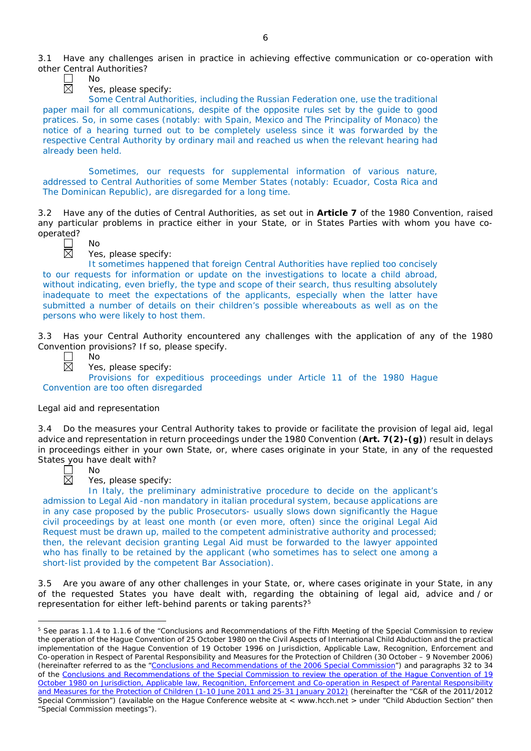3.1 Have any challenges arisen in practice in achieving effective communication or co-operation with other Central Authorities?

☐ No
☒ Yes, please specify:

Some Central Authorities, including the Russian Federation one, use the traditional paper mail for all communications, despite of the opposite rules set by the guide to good pratices. So, in some cases (notably: with Spain, Mexico and The Principality of Monaco) the notice of a hearing turned out to be completely useless since it was forwarded by the respective Central Authority by ordinary mail and reached us when the relevant hearing had already been held.

Sometimes, our requests for supplemental information of various nature, addressed to Central Authorities of some Member States (notably: Ecuador, Costa Rica and The Dominican Republic), are disregarded for a long time.

3.2 Have any of the duties of Central Authorities, as set out in **Article 7** of the 1980 Convention, raised any particular problems in practice either in your State, or in States Parties with whom you have co-operated?

☐ No
☒ Yes, please specify:

It sometimes happened that foreign Central Authorities have replied too concisely to our requests for information or update on the investigations to locate a child abroad, without indicating, even briefly, the type and scope of their search, thus resulting absolutely inadequate to meet the expectations of the applicants, especially when the latter have submitted a number of details on their children's possible whereabouts as well as on the persons who were likely to host them.

3.3 Has your Central Authority encountered any challenges with the application of any of the 1980 Convention provisions? If so, please specify.

☐ No
☒ Yes, please specify:

Provisions for expeditious proceedings under Article 11 of the 1980 Hague Convention are too often disregarded

Legal aid and representation

3.4 Do the measures your Central Authority takes to provide or facilitate the provision of legal aid, legal advice and representation in return proceedings under the 1980 Convention (**Art. 7(2)-(g)**) result in delays in proceedings either in your own State, or, where cases originate in your State, in any of the requested States you have dealt with?

☐ No
☒ Yes, please specify:

In Italy, the preliminary administrative procedure to decide on the applicant's admission to Legal Aid -non mandatory in italian procedural system, because applications are in any case proposed by the public Prosecutors- usually slows down significantly the Hague civil proceedings by at least one month (or even more, often) since the original Legal Aid Request must be drawn up, mailed to the competent administrative authority and processed; then, the relevant decision granting Legal Aid must be forwarded to the lawyer appointed who has finally to be retained by the applicant (who sometimes has to select one among a short-list provided by the competent Bar Association).

3.5 Are you aware of any other challenges in your State, or, where cases originate in your State, in any of the requested States you have dealt with, regarding the obtaining of legal aid, advice and / or representation for either left-behind parents or taking parents?[5]

---

[5] See paras 1.1.4 to 1.1.6 of the "Conclusions and Recommendations of the Fifth Meeting of the Special Commission to review the operation of the Hague Convention of 25 October 1980 on the Civil Aspects of International Child Abduction and the practical implementation of the Hague Convention of 19 October 1996 on Jurisdiction, Applicable Law, Recognition, Enforcement and Co-operation in Respect of Parental Responsibility and Measures for the Protection of Children (30 October – 9 November 2006) (hereinafter referred to as the "Conclusions and Recommendations of the 2006 Special Commission") and paragraphs 32 to 34 of the Conclusions and Recommendations of the Special Commission to review the operation of the Hague Convention of 19 October 1980 on Jurisdiction, Applicable law, Recognition, Enforcement and Co-operation in Respect of Parental Responsibility and Measures for the Protection of Children (1-10 June 2011 and 25-31 January 2012) (hereinafter the "C&R of the 2011/2012 Special Commission") (available on the Hague Conference website at < www.hcch.net > under "Child Abduction Section" then "Special Commission meetings").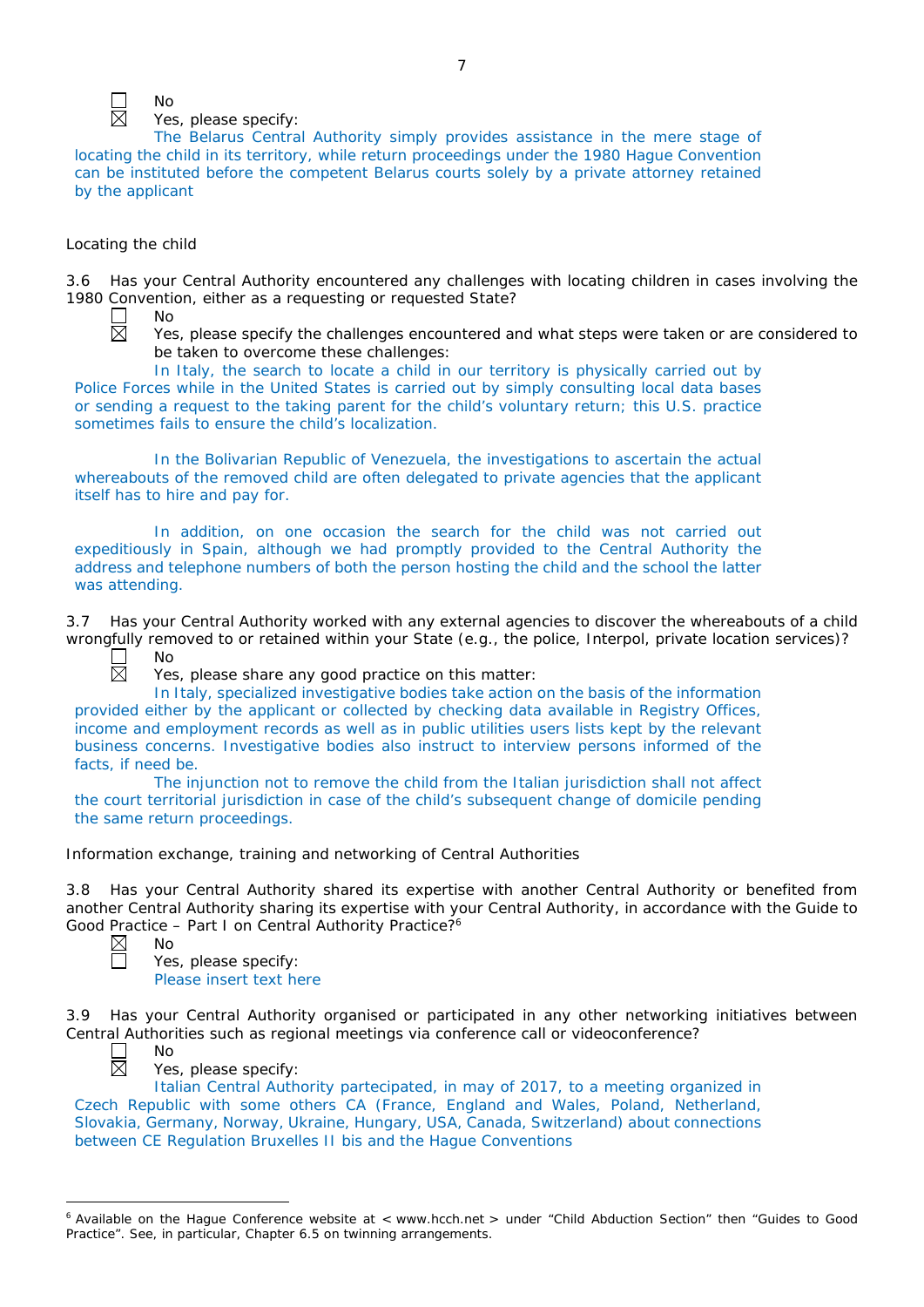☐ No
☒ Yes, please specify:
The Belarus Central Authority simply provides assistance in the mere stage of locating the child in its territory, while return proceedings under the 1980 Hague Convention can be instituted before the competent Belarus courts solely by a private attorney retained by the applicant

Locating the child

3.6 Has your Central Authority encountered any challenges with locating children in cases involving the 1980 Convention, either as a requesting or requested State?

☐ No
☒ Yes, please specify the challenges encountered and what steps were taken or are considered to be taken to overcome these challenges:
In Italy, the search to locate a child in our territory is physically carried out by Police Forces while in the United States is carried out by simply consulting local data bases or sending a request to the taking parent for the child's voluntary return; this U.S. practice sometimes fails to ensure the child's localization.

In the Bolivarian Republic of Venezuela, the investigations to ascertain the actual whereabouts of the removed child are often delegated to private agencies that the applicant itself has to hire and pay for.

In addition, on one occasion the search for the child was not carried out expeditiously in Spain, although we had promptly provided to the Central Authority the address and telephone numbers of both the person hosting the child and the school the latter was attending.

3.7 Has your Central Authority worked with any external agencies to discover the whereabouts of a child wrongfully removed to or retained within your State (e.g., the police, Interpol, private location services)?

☐ No
☒ Yes, please share any good practice on this matter:
In Italy, specialized investigative bodies take action on the basis of the information provided either by the applicant or collected by checking data available in Registry Offices, income and employment records as well as in public utilities users lists kept by the relevant business concerns. Investigative bodies also instruct to interview persons informed of the facts, if need be.
The injunction not to remove the child from the Italian jurisdiction shall not affect the court territorial jurisdiction in case of the child's subsequent change of domicile pending the same return proceedings.

Information exchange, training and networking of Central Authorities

3.8 Has your Central Authority shared its expertise with another Central Authority or benefited from another Central Authority sharing its expertise with your Central Authority, in accordance with the Guide to Good Practice – Part I on Central Authority Practice?[6]

☒ No
☐ Yes, please specify:
Please insert text here

3.9 Has your Central Authority organised or participated in any other networking initiatives between Central Authorities such as regional meetings via conference call or videoconference?

☐ No
☒ Yes, please specify:
Italian Central Authority partecipated, in may of 2017, to a meeting organized in Czech Republic with some others CA (France, England and Wales, Poland, Netherland, Slovakia, Germany, Norway, Ukraine, Hungary, USA, Canada, Switzerland) about connections between CE Regulation Bruxelles II bis and the Hague Conventions

---

[6] Available on the Hague Conference website at < www.hcch.net > under "Child Abduction Section" then "Guides to Good Practice". See, in particular, Chapter 6.5 on twinning arrangements.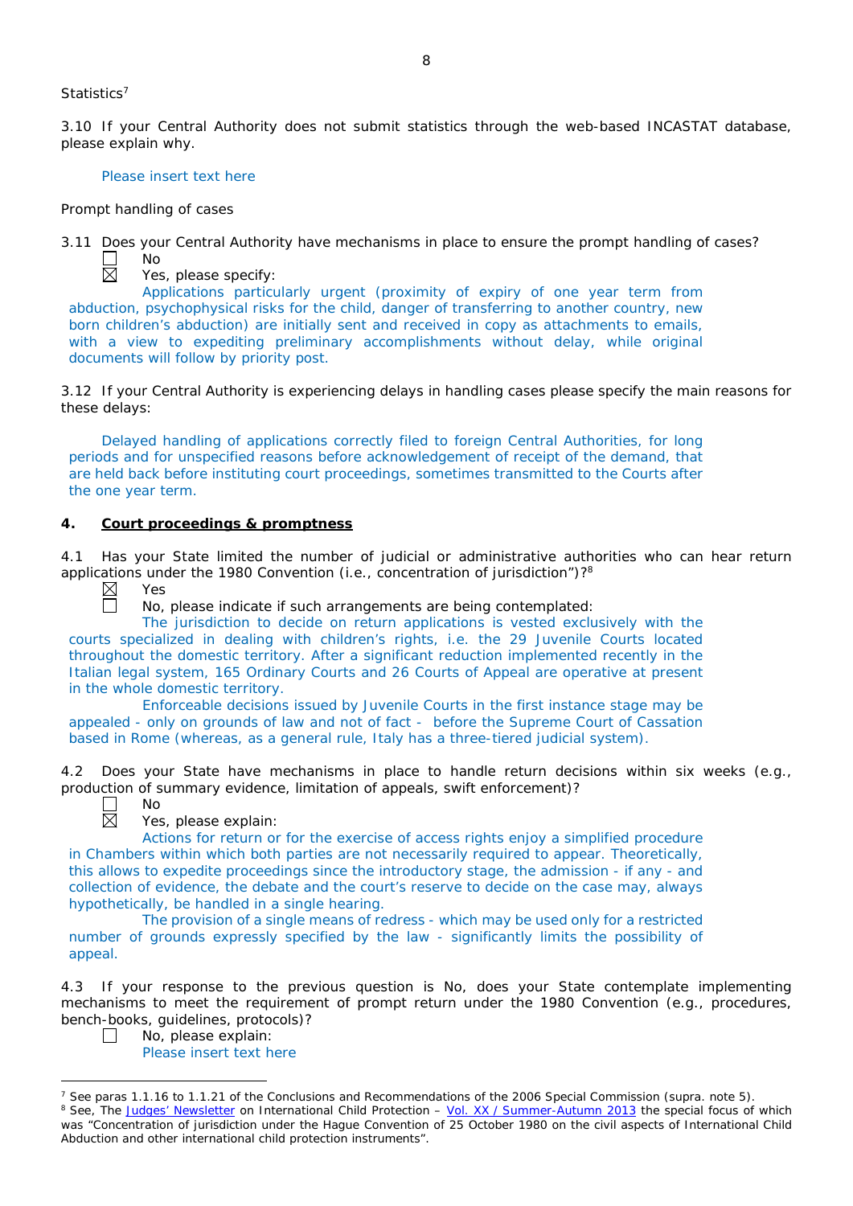Statistics[7]

3.10 If your Central Authority does not submit statistics through the web-based INCASTAT database, please explain why.

Please insert text here

Prompt handling of cases

3.11 Does your Central Authority have mechanisms in place to ensure the prompt handling of cases?

☐ No

☒ Yes, please specify:

Applications particularly urgent (proximity of expiry of one year term from abduction, psychophysical risks for the child, danger of transferring to another country, new born children's abduction) are initially sent and received in copy as attachments to emails, with a view to expediting preliminary accomplishments without delay, while original documents will follow by priority post.

3.12 If your Central Authority is experiencing delays in handling cases please specify the main reasons for these delays:

Delayed handling of applications correctly filed to foreign Central Authorities, for long periods and for unspecified reasons before acknowledgement of receipt of the demand, that are held back before instituting court proceedings, sometimes transmitted to the Courts after the one year term.

## 4. Court proceedings & promptness

4.1 Has your State limited the number of judicial or administrative authorities who can hear return applications under the 1980 Convention (i.e., concentration of jurisdiction")?[8]

☒ Yes

☐ No, please indicate if such arrangements are being contemplated:

The jurisdiction to decide on return applications is vested exclusively with the courts specialized in dealing with children's rights, i.e. the 29 Juvenile Courts located throughout the domestic territory. After a significant reduction implemented recently in the Italian legal system, 165 Ordinary Courts and 26 Courts of Appeal are operative at present in the whole domestic territory.

Enforceable decisions issued by Juvenile Courts in the first instance stage may be appealed - only on grounds of law and not of fact - before the Supreme Court of Cassation based in Rome (whereas, as a general rule, Italy has a three-tiered judicial system).

4.2 Does your State have mechanisms in place to handle return decisions within six weeks (e.g., production of summary evidence, limitation of appeals, swift enforcement)?

☐ No

☒ Yes, please explain:

Actions for return or for the exercise of access rights enjoy a simplified procedure in Chambers within which both parties are not necessarily required to appear. Theoretically, this allows to expedite proceedings since the introductory stage, the admission - if any - and collection of evidence, the debate and the court's reserve to decide on the case may, always hypothetically, be handled in a single hearing.

The provision of a single means of redress - which may be used only for a restricted number of grounds expressly specified by the law - significantly limits the possibility of appeal.

4.3 If your response to the previous question is No, does your State contemplate implementing mechanisms to meet the requirement of prompt return under the 1980 Convention (e.g., procedures, bench-books, guidelines, protocols)?

☐ No, please explain:

Please insert text here

---

[7] See paras 1.1.16 to 1.1.21 of the Conclusions and Recommendations of the 2006 Special Commission (supra. note 5).

[8] See, The Judges' Newsletter on International Child Protection – Vol. XX / Summer-Autumn 2013 the special focus of which was "Concentration of jurisdiction under the Hague Convention of 25 October 1980 on the civil aspects of International Child Abduction and other international child protection instruments".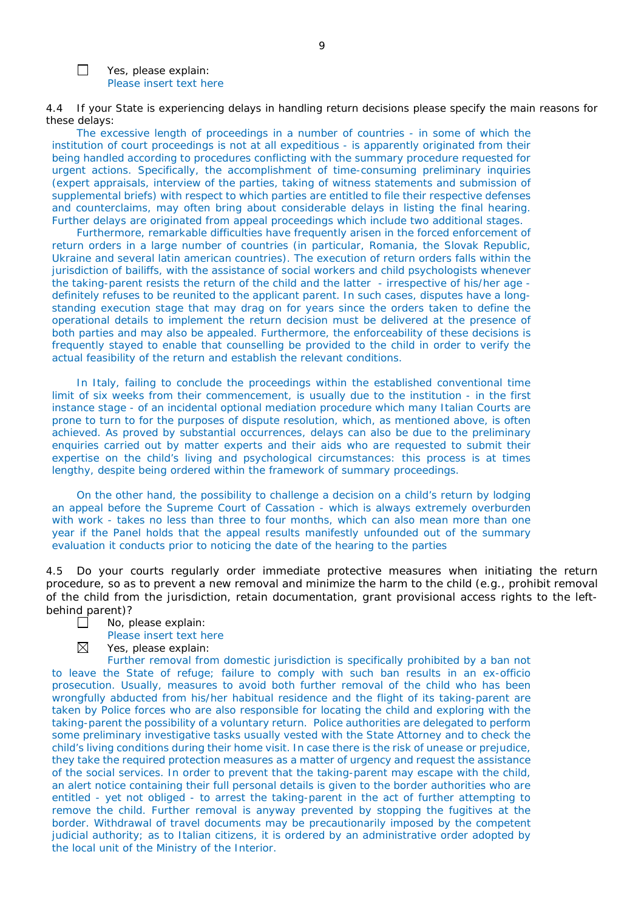☐ Yes, please explain:
Please insert text here

4.4 If your State is experiencing delays in handling return decisions please specify the main reasons for these delays:

The excessive length of proceedings in a number of countries - in some of which the institution of court proceedings is not at all expeditious - is apparently originated from their being handled according to procedures conflicting with the summary procedure requested for urgent actions. Specifically, the accomplishment of time-consuming preliminary inquiries (expert appraisals, interview of the parties, taking of witness statements and submission of supplemental briefs) with respect to which parties are entitled to file their respective defenses and counterclaims, may often bring about considerable delays in listing the final hearing. Further delays are originated from appeal proceedings which include two additional stages.

Furthermore, remarkable difficulties have frequently arisen in the forced enforcement of return orders in a large number of countries (in particular, Romania, the Slovak Republic, Ukraine and several latin american countries). The execution of return orders falls within the jurisdiction of bailiffs, with the assistance of social workers and child psychologists whenever the taking-parent resists the return of the child and the latter - irrespective of his/her age - definitely refuses to be reunited to the applicant parent. In such cases, disputes have a long-standing execution stage that may drag on for years since the orders taken to define the operational details to implement the return decision must be delivered at the presence of both parties and may also be appealed. Furthermore, the enforceability of these decisions is frequently stayed to enable that counselling be provided to the child in order to verify the actual feasibility of the return and establish the relevant conditions.

In Italy, failing to conclude the proceedings within the established conventional time limit of six weeks from their commencement, is usually due to the institution - in the first instance stage - of an incidental optional mediation procedure which many Italian Courts are prone to turn to for the purposes of dispute resolution, which, as mentioned above, is often achieved. As proved by substantial occurrences, delays can also be due to the preliminary enquiries carried out by matter experts and their aids who are requested to submit their expertise on the child's living and psychological circumstances: this process is at times lengthy, despite being ordered within the framework of summary proceedings.

On the other hand, the possibility to challenge a decision on a child's return by lodging an appeal before the Supreme Court of Cassation - which is always extremely overburden with work - takes no less than three to four months, which can also mean more than one year if the Panel holds that the appeal results manifestly unfounded out of the summary evaluation it conducts prior to noticing the date of the hearing to the parties

4.5 Do your courts regularly order immediate protective measures when initiating the return procedure, so as to prevent a new removal and minimize the harm to the child (e.g., prohibit removal of the child from the jurisdiction, retain documentation, grant provisional access rights to the left-behind parent)?

☐ No, please explain:
Please insert text here

☒ Yes, please explain:
Further removal from domestic jurisdiction is specifically prohibited by a ban not to leave the State of refuge; failure to comply with such ban results in an ex-officio prosecution. Usually, measures to avoid both further removal of the child who has been wrongfully abducted from his/her habitual residence and the flight of its taking-parent are taken by Police forces who are also responsible for locating the child and exploring with the taking-parent the possibility of a voluntary return. Police authorities are delegated to perform some preliminary investigative tasks usually vested with the State Attorney and to check the child's living conditions during their home visit. In case there is the risk of unease or prejudice, they take the required protection measures as a matter of urgency and request the assistance of the social services. In order to prevent that the taking-parent may escape with the child, an alert notice containing their full personal details is given to the border authorities who are entitled - yet not obliged - to arrest the taking-parent in the act of further attempting to remove the child. Further removal is anyway prevented by stopping the fugitives at the border. Withdrawal of travel documents may be precautionarily imposed by the competent judicial authority; as to Italian citizens, it is ordered by an administrative order adopted by the local unit of the Ministry of the Interior.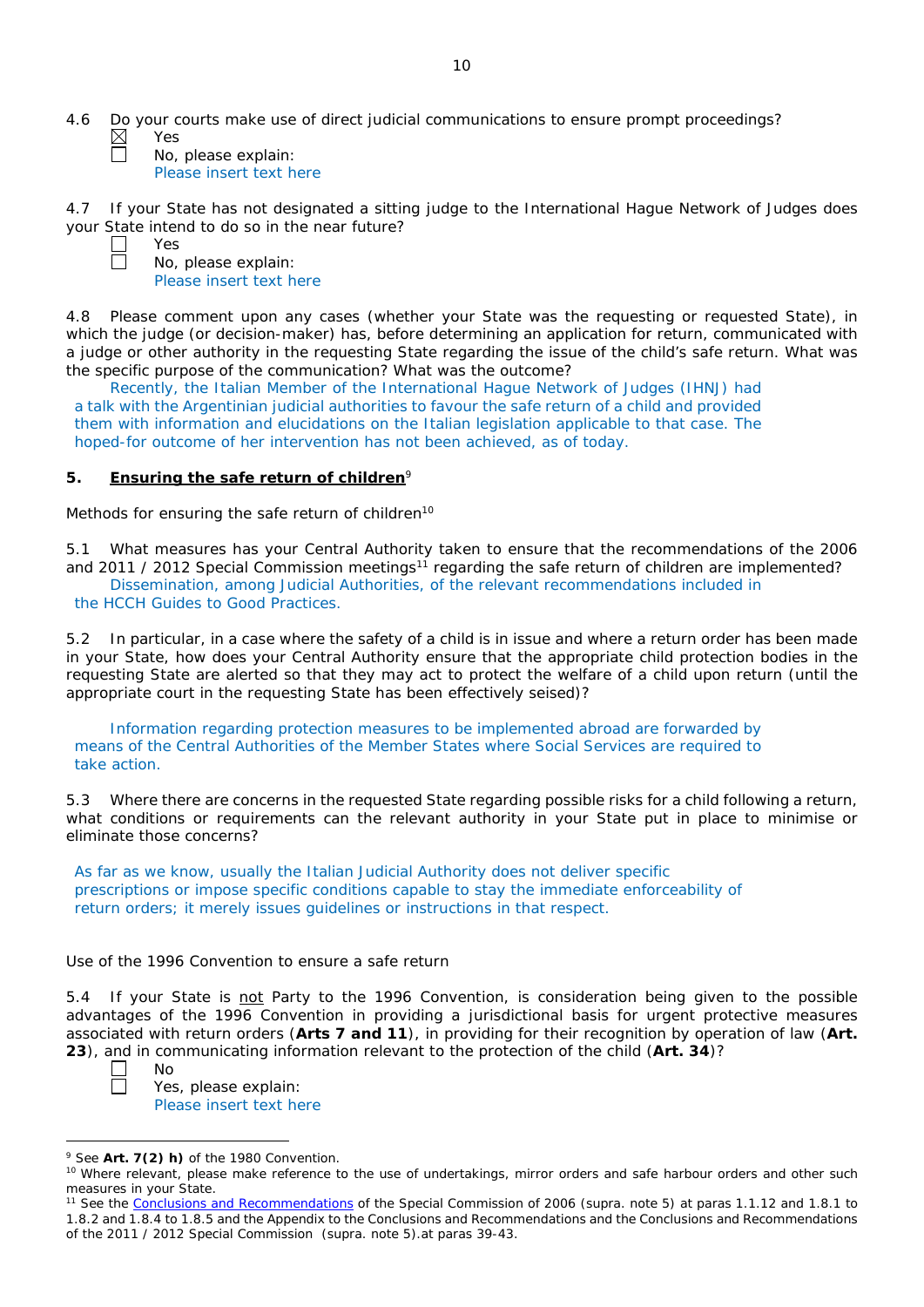4.6 Do your courts make use of direct judicial communications to ensure prompt proceedings?

☒ Yes

☐ No, please explain:
Please insert text here

4.7 If your State has not designated a sitting judge to the International Hague Network of Judges does your State intend to do so in the near future?

☐ Yes

☐ No, please explain:
Please insert text here

4.8 Please comment upon any cases (whether your State was the requesting or requested State), in which the judge (or decision-maker) has, before determining an application for return, communicated with a judge or other authority in the requesting State regarding the issue of the child's safe return. What was the specific purpose of the communication? What was the outcome?

Recently, the Italian Member of the International Hague Network of Judges (IHNJ) had a talk with the Argentinian judicial authorities to favour the safe return of a child and provided them with information and elucidations on the Italian legislation applicable to that case. The hoped-for outcome of her intervention has not been achieved, as of today.

## 5. **Ensuring the safe return of children**[9]

Methods for ensuring the safe return of children[10]

5.1 What measures has your Central Authority taken to ensure that the recommendations of the 2006 and 2011 / 2012 Special Commission meetings[11] regarding the safe return of children are implemented?

Dissemination, among Judicial Authorities, of the relevant recommendations included in the HCCH Guides to Good Practices.

5.2 In particular, in a case where the safety of a child is in issue and where a return order has been made in your State, how does your Central Authority ensure that the appropriate child protection bodies in the requesting State are alerted so that they may act to protect the welfare of a child upon return (until the appropriate court in the requesting State has been effectively seised)?

Information regarding protection measures to be implemented abroad are forwarded by means of the Central Authorities of the Member States where Social Services are required to take action.

5.3 Where there are concerns in the requested State regarding possible risks for a child following a return, what conditions or requirements can the relevant authority in your State put in place to minimise or eliminate those concerns?

As far as we know, usually the Italian Judicial Authority does not deliver specific prescriptions or impose specific conditions capable to stay the immediate enforceability of return orders; it merely issues guidelines or instructions in that respect.

Use of the 1996 Convention to ensure a safe return

5.4 If your State is not Party to the 1996 Convention, is consideration being given to the possible advantages of the 1996 Convention in providing a jurisdictional basis for urgent protective measures associated with return orders (**Arts 7 and 11**), in providing for their recognition by operation of law (**Art. 23**), and in communicating information relevant to the protection of the child (**Art. 34**)?

☐ No

☐ Yes, please explain:
Please insert text here

---

[9] See **Art. 7(2) h)** of the 1980 Convention.

[10] Where relevant, please make reference to the use of undertakings, mirror orders and safe harbour orders and other such measures in your State.

[11] See the Conclusions and Recommendations of the Special Commission of 2006 (supra. note 5) at paras 1.1.12 and 1.8.1 to 1.8.2 and 1.8.4 to 1.8.5 and the Appendix to the Conclusions and Recommendations and the Conclusions and Recommendations of the 2011 / 2012 Special Commission (supra. note 5).at paras 39-43.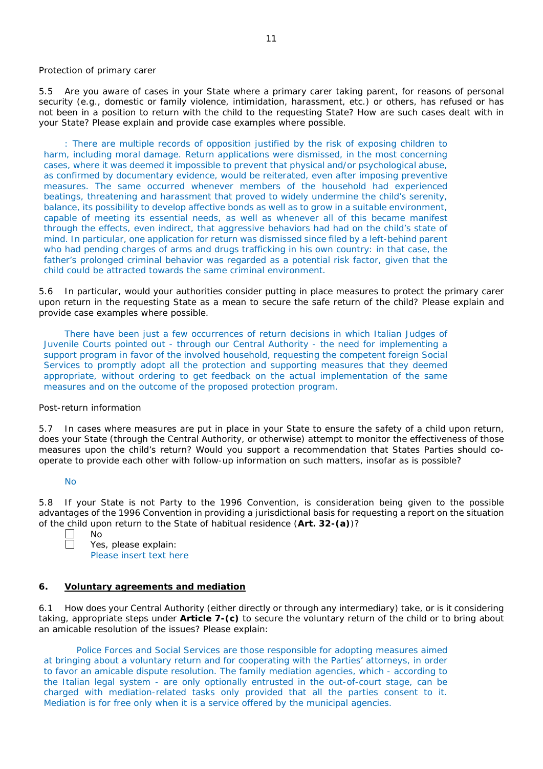Protection of primary carer

5.5 Are you aware of cases in your State where a primary carer taking parent, for reasons of personal security (e.g., domestic or family violence, intimidation, harassment, etc.) or others, has refused or has not been in a position to return with the child to the requesting State? How are such cases dealt with in your State? Please explain and provide case examples where possible.

: There are multiple records of opposition justified by the risk of exposing children to harm, including moral damage. Return applications were dismissed, in the most concerning cases, where it was deemed it impossible to prevent that physical and/or psychological abuse, as confirmed by documentary evidence, would be reiterated, even after imposing preventive measures. The same occurred whenever members of the household had experienced beatings, threatening and harassment that proved to widely undermine the child's serenity, balance, its possibility to develop affective bonds as well as to grow in a suitable environment, capable of meeting its essential needs, as well as whenever all of this became manifest through the effects, even indirect, that aggressive behaviors had had on the child's state of mind. In particular, one application for return was dismissed since filed by a left-behind parent who had pending charges of arms and drugs trafficking in his own country: in that case, the father's prolonged criminal behavior was regarded as a potential risk factor, given that the child could be attracted towards the same criminal environment.

5.6 In particular, would your authorities consider putting in place measures to protect the primary carer upon return in the requesting State as a mean to secure the safe return of the child? Please explain and provide case examples where possible.

There have been just a few occurrences of return decisions in which Italian Judges of Juvenile Courts pointed out - through our Central Authority - the need for implementing a support program in favor of the involved household, requesting the competent foreign Social Services to promptly adopt all the protection and supporting measures that they deemed appropriate, without ordering to get feedback on the actual implementation of the same measures and on the outcome of the proposed protection program.

Post-return information

5.7 In cases where measures are put in place in your State to ensure the safety of a child upon return, does your State (through the Central Authority, or otherwise) attempt to monitor the effectiveness of those measures upon the child's return? Would you support a recommendation that States Parties should co-operate to provide each other with follow-up information on such matters, insofar as is possible?

No

5.8 If your State is not Party to the 1996 Convention, is consideration being given to the possible advantages of the 1996 Convention in providing a jurisdictional basis for requesting a report on the situation of the child upon return to the State of habitual residence (**Art. 32-(a)**)?

☐ No
☐ Yes, please explain:
Please insert text here

## 6. Voluntary agreements and mediation

6.1 How does your Central Authority (either directly or through any intermediary) take, or is it considering taking, appropriate steps under **Article 7-(c)** to secure the voluntary return of the child or to bring about an amicable resolution of the issues? Please explain:

Police Forces and Social Services are those responsible for adopting measures aimed at bringing about a voluntary return and for cooperating with the Parties' attorneys, in order to favor an amicable dispute resolution. The family mediation agencies, which - according to the Italian legal system - are only optionally entrusted in the out-of-court stage, can be charged with mediation-related tasks only provided that all the parties consent to it. Mediation is for free only when it is a service offered by the municipal agencies.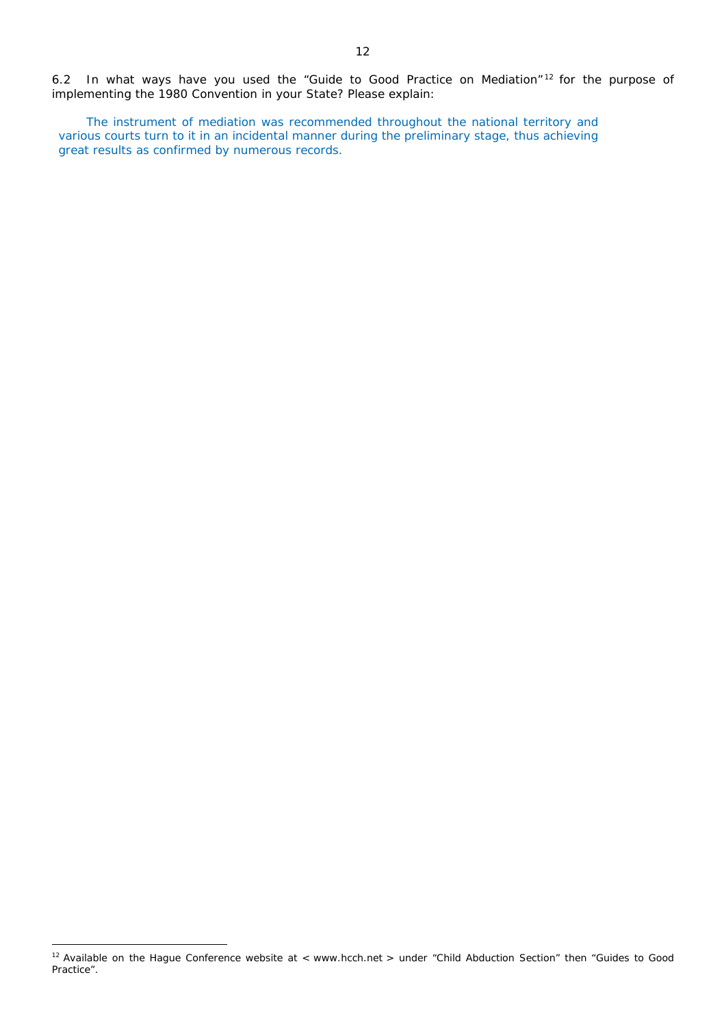6.2 In what ways have you used the "Guide to Good Practice on Mediation"[12] for the purpose of implementing the 1980 Convention in your State? Please explain:

The instrument of mediation was recommended throughout the national territory and various courts turn to it in an incidental manner during the preliminary stage, thus achieving great results as confirmed by numerous records.

[12] Available on the Hague Conference website at < www.hcch.net > under "Child Abduction Section" then "Guides to Good Practice".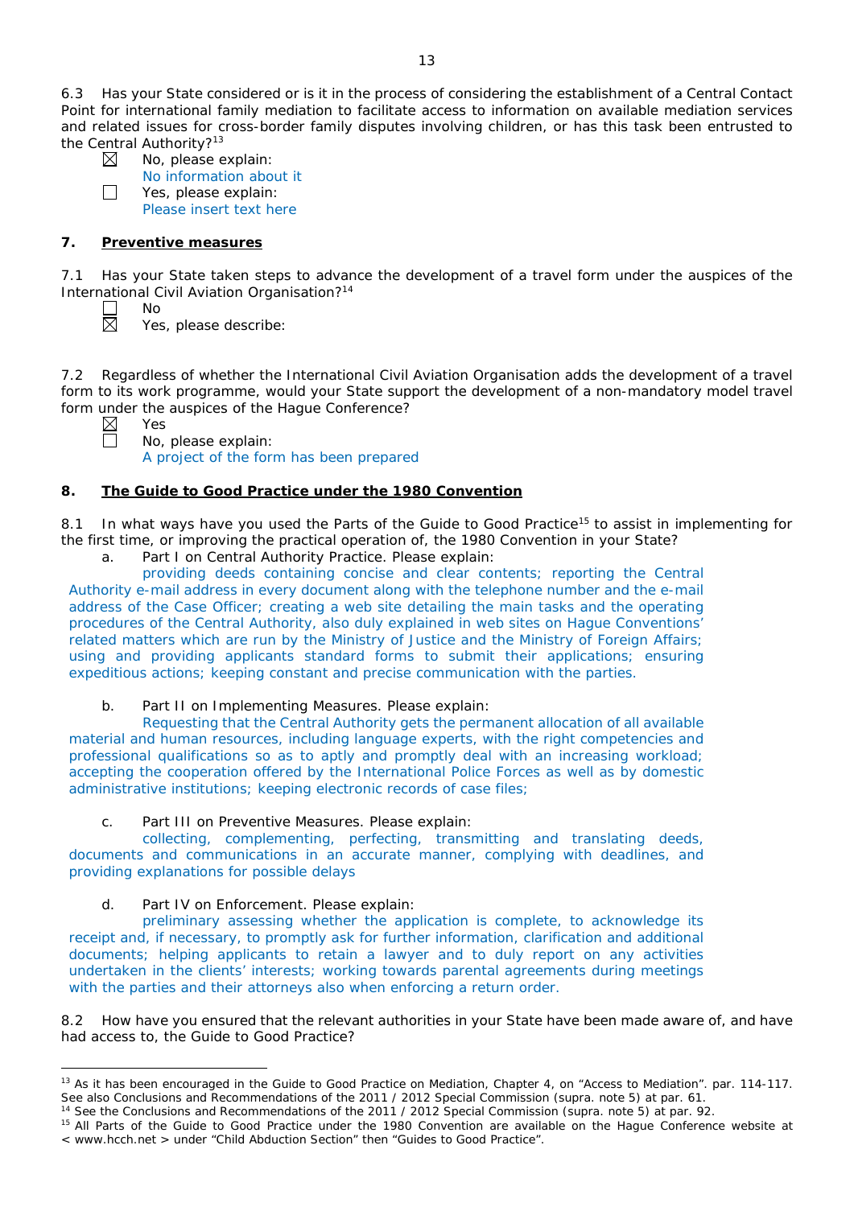6.3 Has your State considered or is it in the process of considering the establishment of a Central Contact Point for international family mediation to facilitate access to information on available mediation services and related issues for cross-border family disputes involving children, or has this task been entrusted to the Central Authority?[13]

☒ No, please explain:
No information about it

☐ Yes, please explain:
Please insert text here

## 7. Preventive measures

7.1 Has your State taken steps to advance the development of a travel form under the auspices of the International Civil Aviation Organisation?[14]

☐ No

☒ Yes, please describe:

7.2 Regardless of whether the International Civil Aviation Organisation adds the development of a travel form to its work programme, would your State support the development of a non-mandatory model travel form under the auspices of the Hague Conference?

☒ Yes

☐ No, please explain:
A project of the form has been prepared

## 8. The Guide to Good Practice under the 1980 Convention

8.1 In what ways have you used the Parts of the Guide to Good Practice[15] to assist in implementing for the first time, or improving the practical operation of, the 1980 Convention in your State?

a. Part I on Central Authority Practice. Please explain:

providing deeds containing concise and clear contents; reporting the Central Authority e-mail address in every document along with the telephone number and the e-mail address of the Case Officer; creating a web site detailing the main tasks and the operating procedures of the Central Authority, also duly explained in web sites on Hague Conventions' related matters which are run by the Ministry of Justice and the Ministry of Foreign Affairs; using and providing applicants standard forms to submit their applications; ensuring expeditious actions; keeping constant and precise communication with the parties.

b. Part II on Implementing Measures. Please explain:

Requesting that the Central Authority gets the permanent allocation of all available material and human resources, including language experts, with the right competencies and professional qualifications so as to aptly and promptly deal with an increasing workload; accepting the cooperation offered by the International Police Forces as well as by domestic administrative institutions; keeping electronic records of case files;

c. Part III on Preventive Measures. Please explain:

collecting, complementing, perfecting, transmitting and translating deeds, documents and communications in an accurate manner, complying with deadlines, and providing explanations for possible delays

d. Part IV on Enforcement. Please explain:

preliminary assessing whether the application is complete, to acknowledge its receipt and, if necessary, to promptly ask for further information, clarification and additional documents; helping applicants to retain a lawyer and to duly report on any activities undertaken in the clients' interests; working towards parental agreements during meetings with the parties and their attorneys also when enforcing a return order.

8.2 How have you ensured that the relevant authorities in your State have been made aware of, and have had access to, the Guide to Good Practice?

---

[13] As it has been encouraged in the Guide to Good Practice on Mediation, Chapter 4, on "Access to Mediation". par. 114-117. See also Conclusions and Recommendations of the 2011 / 2012 Special Commission (supra. note 5) at par. 61.

[14] See the Conclusions and Recommendations of the 2011 / 2012 Special Commission (supra. note 5) at par. 92.

[15] All Parts of the Guide to Good Practice under the 1980 Convention are available on the Hague Conference website at < www.hcch.net > under "Child Abduction Section" then "Guides to Good Practice".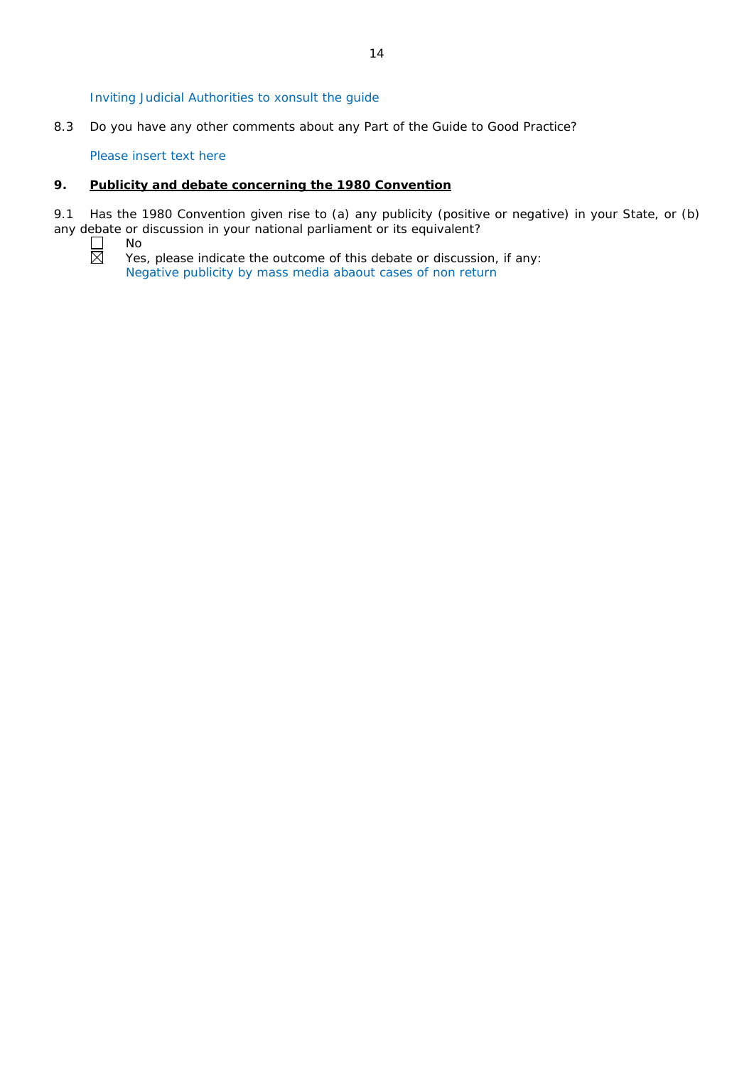Inviting Judicial Authorities to xonsult the guide

8.3 Do you have any other comments about any Part of the Guide to Good Practice?

Please insert text here

## 9. <u>Publicity and debate concerning the 1980 Convention</u>

9.1 Has the 1980 Convention given rise to (a) any publicity (positive or negative) in your State, or (b) any debate or discussion in your national parliament or its equivalent?

☐ No

☒ Yes, please indicate the outcome of this debate or discussion, if any:
Negative publicity by mass media abaout cases of non return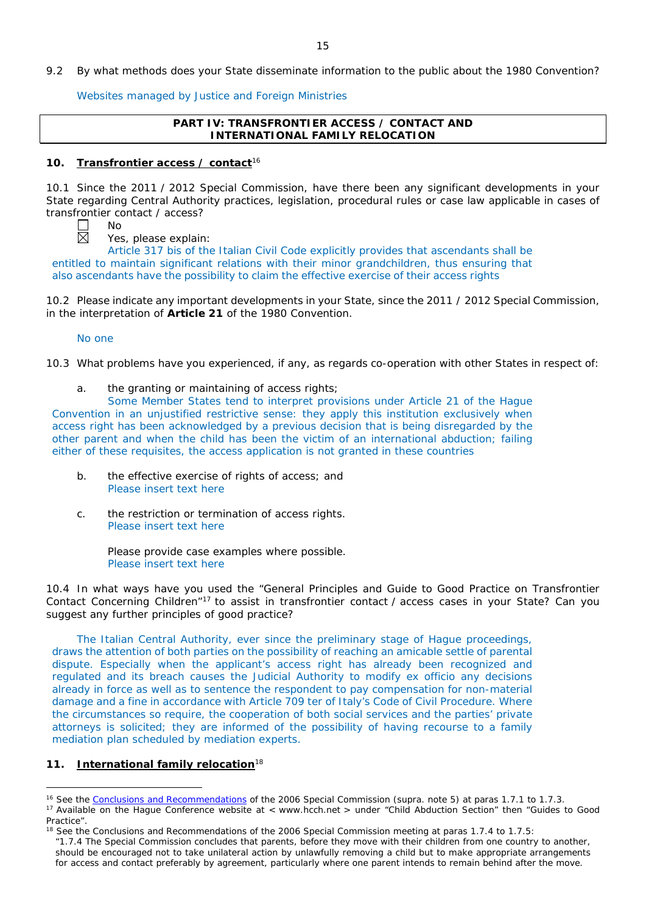9.2 By what methods does your State disseminate information to the public about the 1980 Convention?

Websites managed by Justice and Foreign Ministries

| **PART IV: TRANSFRONTIER ACCESS / CONTACT AND INTERNATIONAL FAMILY RELOCATION** |
|---|

## 10. Transfrontier access / contact[16]

10.1 Since the 2011 / 2012 Special Commission, have there been any significant developments in your State regarding Central Authority practices, legislation, procedural rules or case law applicable in cases of transfrontier contact / access?

☐ No

☒ Yes, please explain:

Article 317 bis of the Italian Civil Code explicitly provides that ascendants shall be entitled to maintain significant relations with their minor grandchildren, thus ensuring that also ascendants have the possibility to claim the effective exercise of their access rights

10.2 Please indicate any important developments in your State, since the 2011 / 2012 Special Commission, in the interpretation of **Article 21** of the 1980 Convention.

No one

10.3 What problems have you experienced, if any, as regards co-operation with other States in respect of:

a. the granting or maintaining of access rights;

Some Member States tend to interpret provisions under Article 21 of the Hague Convention in an unjustified restrictive sense: they apply this institution exclusively when access right has been acknowledged by a previous decision that is being disregarded by the other parent and when the child has been the victim of an international abduction; failing either of these requisites, the access application is not granted in these countries

b. the effective exercise of rights of access; and

Please insert text here

c. the restriction or termination of access rights.

Please insert text here

Please provide case examples where possible.

Please insert text here

10.4 In what ways have you used the "General Principles and Guide to Good Practice on Transfrontier Contact Concerning Children"[17] to assist in transfrontier contact / access cases in your State? Can you suggest any further principles of good practice?

The Italian Central Authority, ever since the preliminary stage of Hague proceedings, draws the attention of both parties on the possibility of reaching an amicable settle of parental dispute. Especially when the applicant's access right has already been recognized and regulated and its breach causes the Judicial Authority to modify ex officio any decisions already in force as well as to sentence the respondent to pay compensation for non-material damage and a fine in accordance with Article 709 ter of Italy's Code of Civil Procedure. Where the circumstances so require, the cooperation of both social services and the parties' private attorneys is solicited; they are informed of the possibility of having recourse to a family mediation plan scheduled by mediation experts.

## 11. International family relocation[18]

---

[16] See the Conclusions and Recommendations of the 2006 Special Commission (supra. note 5) at paras 1.7.1 to 1.7.3.

[17] Available on the Hague Conference website at < www.hcch.net > under "Child Abduction Section" then "Guides to Good Practice".

[18] See the Conclusions and Recommendations of the 2006 Special Commission meeting at paras 1.7.4 to 1.7.5:

"1.7.4 The Special Commission concludes that parents, before they move with their children from one country to another, should be encouraged not to take unilateral action by unlawfully removing a child but to make appropriate arrangements for access and contact preferably by agreement, particularly where one parent intends to remain behind after the move.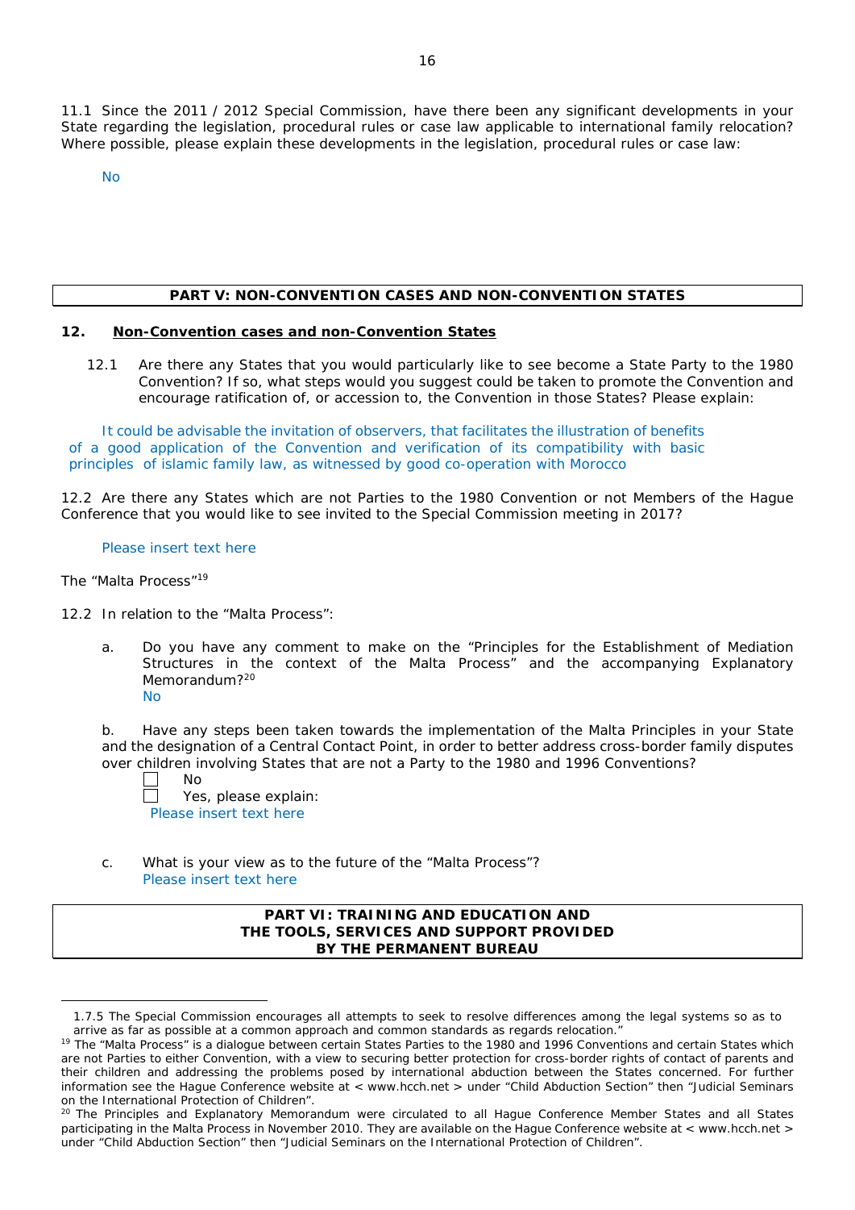11.1 Since the 2011 / 2012 Special Commission, have there been any significant developments in your State regarding the legislation, procedural rules or case law applicable to international family relocation? Where possible, please explain these developments in the legislation, procedural rules or case law:

No

## PART V: NON-CONVENTION CASES AND NON-CONVENTION STATES

### 12. Non-Convention cases and non-Convention States

12.1 Are there any States that you would particularly like to see become a State Party to the 1980 Convention? If so, what steps would you suggest could be taken to promote the Convention and encourage ratification of, or accession to, the Convention in those States? Please explain:

It could be advisable the invitation of observers, that facilitates the illustration of benefits of a good application of the Convention and verification of its compatibility with basic principles of islamic family law, as witnessed by good co-operation with Morocco

12.2 Are there any States which are not Parties to the 1980 Convention or not Members of the Hague Conference that you would like to see invited to the Special Commission meeting in 2017?

Please insert text here

The "Malta Process"[19]

12.2 In relation to the "Malta Process":

a. Do you have any comment to make on the "Principles for the Establishment of Mediation Structures in the context of the Malta Process" and the accompanying Explanatory Memorandum?[20]
No

b. Have any steps been taken towards the implementation of the Malta Principles in your State and the designation of a Central Contact Point, in order to better address cross-border family disputes over children involving States that are not a Party to the 1980 and 1996 Conventions?

☐ No
☐ Yes, please explain:
Please insert text here

c. What is your view as to the future of the "Malta Process"?
Please insert text here

## PART VI: TRAINING AND EDUCATION AND THE TOOLS, SERVICES AND SUPPORT PROVIDED BY THE PERMANENT BUREAU

---

1.7.5 The Special Commission encourages all attempts to seek to resolve differences among the legal systems so as to arrive as far as possible at a common approach and common standards as regards relocation."

[19] The "Malta Process" is a dialogue between certain States Parties to the 1980 and 1996 Conventions and certain States which are not Parties to either Convention, with a view to securing better protection for cross-border rights of contact of parents and their children and addressing the problems posed by international abduction between the States concerned. For further information see the Hague Conference website at < www.hcch.net > under "Child Abduction Section" then "Judicial Seminars on the International Protection of Children".

[20] The Principles and Explanatory Memorandum were circulated to all Hague Conference Member States and all States participating in the Malta Process in November 2010. They are available on the Hague Conference website at < www.hcch.net > under "Child Abduction Section" then "Judicial Seminars on the International Protection of Children".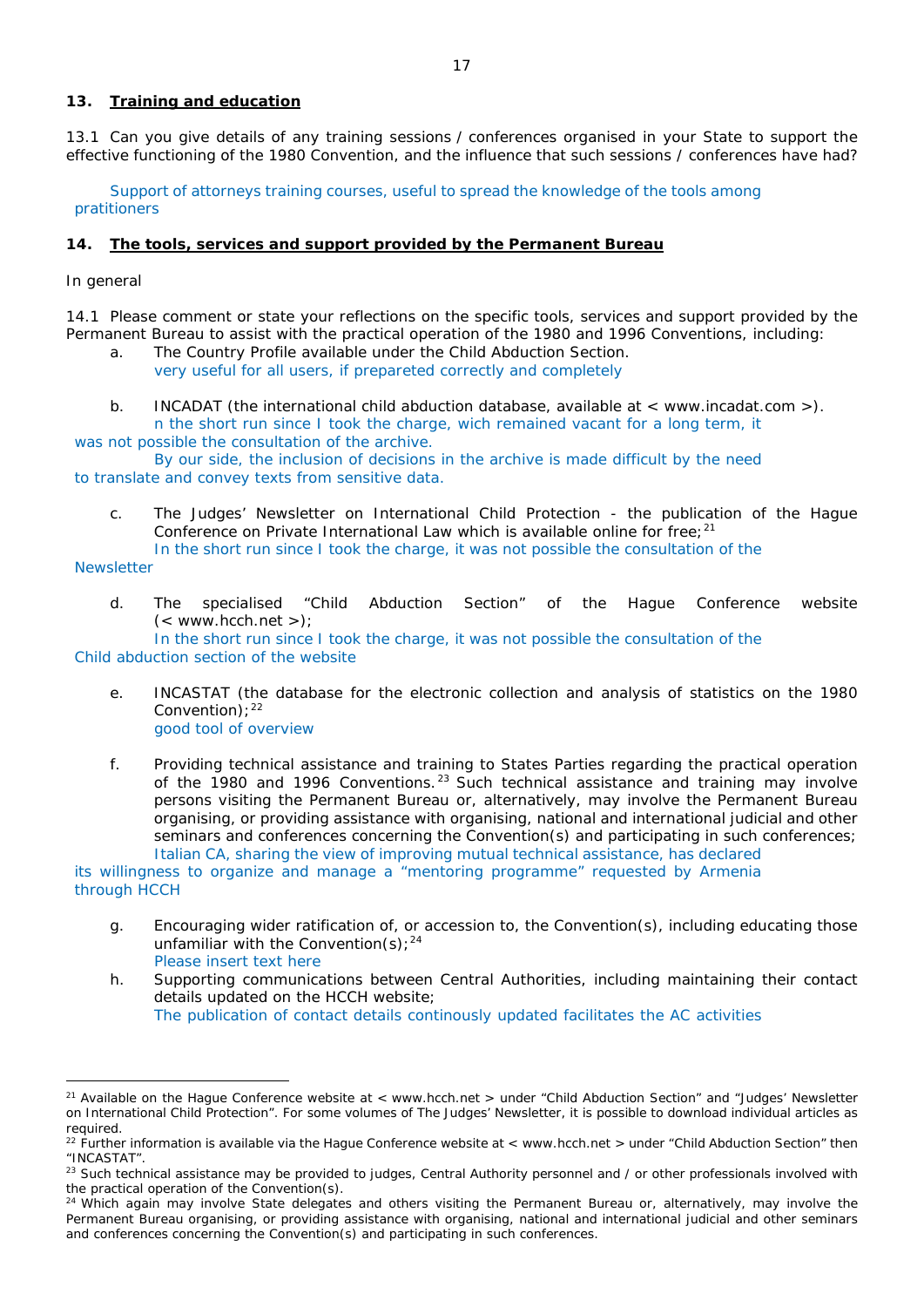## 13. Training and education

13.1 Can you give details of any training sessions / conferences organised in your State to support the effective functioning of the 1980 Convention, and the influence that such sessions / conferences have had?

Support of attorneys training courses, useful to spread the knowledge of the tools among pratitioners

## 14. The tools, services and support provided by the Permanent Bureau

In general

14.1 Please comment or state your reflections on the specific tools, services and support provided by the Permanent Bureau to assist with the practical operation of the 1980 and 1996 Conventions, including:

a. The Country Profile available under the Child Abduction Section.

very useful for all users, if prepareted correctly and completely

b. INCADAT (the international child abduction database, available at < www.incadat.com >).

n the short run since I took the charge, wich remained vacant for a long term, it was not possible the consultation of the archive.

By our side, the inclusion of decisions in the archive is made difficult by the need to translate and convey texts from sensitive data.

c. The Judges' Newsletter on International Child Protection - the publication of the Hague Conference on Private International Law which is available online for free;[21]

In the short run since I took the charge, it was not possible the consultation of the Newsletter

d. The specialised "Child Abduction Section" of the Hague Conference website (< www.hcch.net >);

In the short run since I took the charge, it was not possible the consultation of the Child abduction section of the website

e. INCASTAT (the database for the electronic collection and analysis of statistics on the 1980 Convention);[22]

good tool of overview

f. Providing technical assistance and training to States Parties regarding the practical operation of the 1980 and 1996 Conventions.[23] Such technical assistance and training may involve persons visiting the Permanent Bureau or, alternatively, may involve the Permanent Bureau organising, or providing assistance with organising, national and international judicial and other seminars and conferences concerning the Convention(s) and participating in such conferences;

Italian CA, sharing the view of improving mutual technical assistance, has declared its willingness to organize and manage a "mentoring programme" requested by Armenia through HCCH

g. Encouraging wider ratification of, or accession to, the Convention(s), including educating those unfamiliar with the Convention(s);[24]

Please insert text here

h. Supporting communications between Central Authorities, including maintaining their contact details updated on the HCCH website;

The publication of contact details continously updated facilitates the AC activities

---

[21] Available on the Hague Conference website at < www.hcch.net > under "Child Abduction Section" and "Judges' Newsletter on International Child Protection". For some volumes of The Judges' Newsletter, it is possible to download individual articles as required.

[22] Further information is available via the Hague Conference website at < www.hcch.net > under "Child Abduction Section" then "INCASTAT".

[23] Such technical assistance may be provided to judges, Central Authority personnel and / or other professionals involved with the practical operation of the Convention(s).

[24] Which again may involve State delegates and others visiting the Permanent Bureau or, alternatively, may involve the Permanent Bureau organising, or providing assistance with organising, national and international judicial and other seminars and conferences concerning the Convention(s) and participating in such conferences.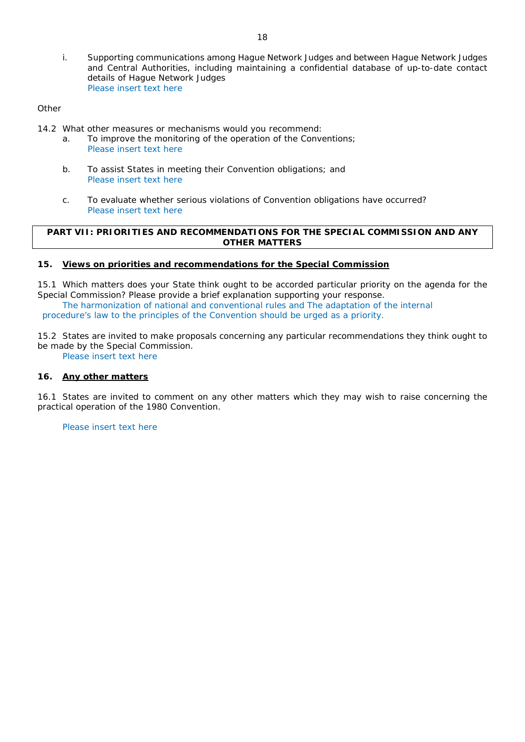i. Supporting communications among Hague Network Judges and between Hague Network Judges and Central Authorities, including maintaining a confidential database of up-to-date contact details of Hague Network Judges
   Please insert text here

Other

14.2 What other measures or mechanisms would you recommend:

a. To improve the monitoring of the operation of the Conventions;
   Please insert text here

b. To assist States in meeting their Convention obligations; and
   Please insert text here

c. To evaluate whether serious violations of Convention obligations have occurred?
   Please insert text here

## PART VII: PRIORITIES AND RECOMMENDATIONS FOR THE SPECIAL COMMISSION AND ANY OTHER MATTERS

### 15. Views on priorities and recommendations for the Special Commission

15.1 Which matters does your State think ought to be accorded particular priority on the agenda for the Special Commission? Please provide a brief explanation supporting your response.

The harmonization of national and conventional rules and The adaptation of the internal procedure's law to the principles of the Convention should be urged as a priority.

15.2 States are invited to make proposals concerning any particular recommendations they think ought to be made by the Special Commission.

Please insert text here

### 16. Any other matters

16.1 States are invited to comment on any other matters which they may wish to raise concerning the practical operation of the 1980 Convention.

Please insert text here